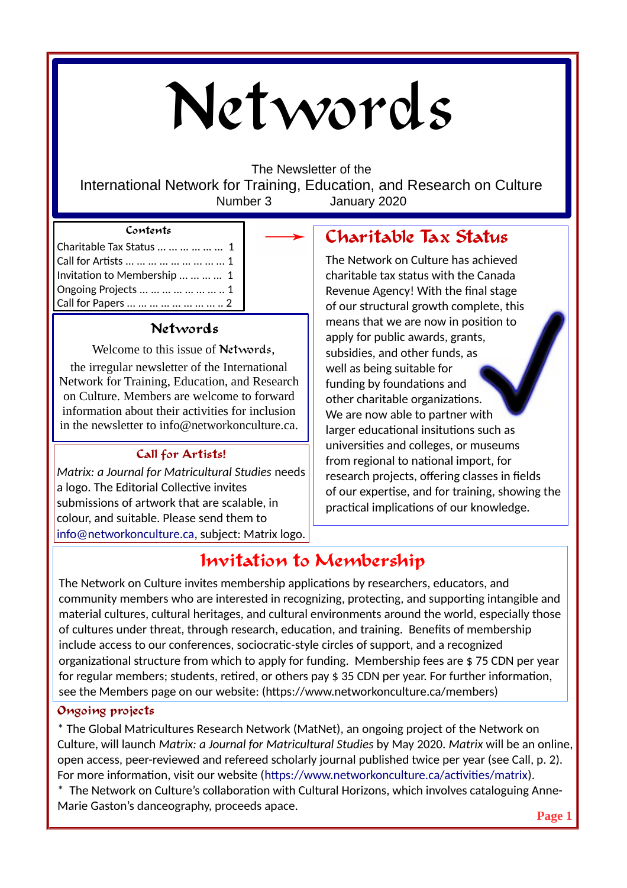# Networds

The Newsletter of the

International Network for Training, Education, and Research on Culture

Number 3 January 2020

### Contents

| | |
|---|---|
| Charitable Tax Status | 1 |
| Call for Artists | 1 |
| Invitation to Membership | 1 |
| Ongoing Projects | 1 |
| Call for Papers | 2 |

### Networds

Welcome to this issue of Networds, the irregular newsletter of the International Network for Training, Education, and Research on Culture. Members are welcome to forward information about their activities for inclusion in the newsletter to info@networkonculture.ca.

### Call for Artists!

*Matrix: a Journal for Matricultural Studies* needs a logo. The Editorial Collective invites submissions of artwork that are scalable, in colour, and suitable. Please send them to info@networkonculture.ca, subject: Matrix logo.

## Charitable Tax Status

The Network on Culture has achieved charitable tax status with the Canada Revenue Agency! With the final stage of our structural growth complete, this means that we are now in position to apply for public awards, grants, subsidies, and other funds, as well as being suitable for funding by foundations and other charitable organizations. We are now able to partner with larger educational insitutions such as universities and colleges, or museums from regional to national import, for research projects, offering classes in fields of our expertise, and for training, showing the practical implications of our knowledge.

## Invitation to Membership

The Network on Culture invites membership applications by researchers, educators, and community members who are interested in recognizing, protecting, and supporting intangible and material cultures, cultural heritages, and cultural environments around the world, especially those of cultures under threat, through research, education, and training. Benefits of membership include access to our conferences, sociocratic-style circles of support, and a recognized organizational structure from which to apply for funding. Membership fees are $ 75 CDN per year for regular members; students, retired, or others pay $ 35 CDN per year. For further information, see the Members page on our website: (https://www.networkonculture.ca/members)

### Ongoing projects

* The Global Matricultures Research Network (MatNet), an ongoing project of the Network on Culture, will launch *Matrix: a Journal for Matricultural Studies* by May 2020. *Matrix* will be an online, open access, peer-reviewed and refereed scholarly journal published twice per year (see Call, p. 2). For more information, visit our website (https://www.networkonculture.ca/activities/matrix).

* The Network on Culture's collaboration with Cultural Horizons, which involves cataloguing Anne-Marie Gaston's danceography, proceeds apace.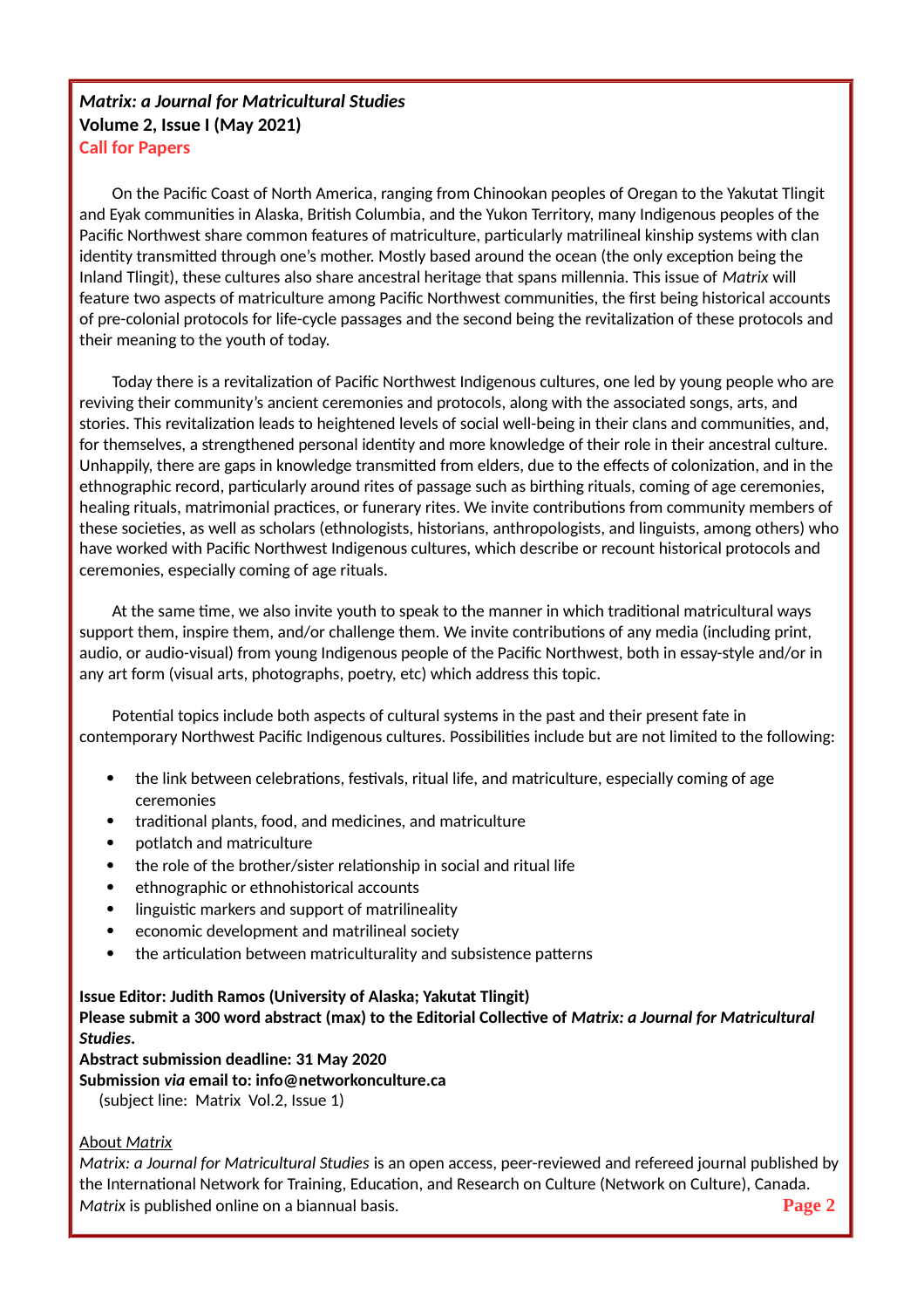***Matrix: a Journal for Matricultural Studies***
**Volume 2, Issue I (May 2021)**
**Call for Papers**

On the Pacific Coast of North America, ranging from Chinookan peoples of Oregan to the Yakutat Tlingit and Eyak communities in Alaska, British Columbia, and the Yukon Territory, many Indigenous peoples of the Pacific Northwest share common features of matriculture, particularly matrilineal kinship systems with clan identity transmitted through one's mother. Mostly based around the ocean (the only exception being the Inland Tlingit), these cultures also share ancestral heritage that spans millennia. This issue of *Matrix* will feature two aspects of matriculture among Pacific Northwest communities, the first being historical accounts of pre-colonial protocols for life-cycle passages and the second being the revitalization of these protocols and their meaning to the youth of today.

Today there is a revitalization of Pacific Northwest Indigenous cultures, one led by young people who are reviving their community's ancient ceremonies and protocols, along with the associated songs, arts, and stories. This revitalization leads to heightened levels of social well-being in their clans and communities, and, for themselves, a strengthened personal identity and more knowledge of their role in their ancestral culture. Unhappily, there are gaps in knowledge transmitted from elders, due to the effects of colonization, and in the ethnographic record, particularly around rites of passage such as birthing rituals, coming of age ceremonies, healing rituals, matrimonial practices, or funerary rites. We invite contributions from community members of these societies, as well as scholars (ethnologists, historians, anthropologists, and linguists, among others) who have worked with Pacific Northwest Indigenous cultures, which describe or recount historical protocols and ceremonies, especially coming of age rituals.

At the same time, we also invite youth to speak to the manner in which traditional matricultural ways support them, inspire them, and/or challenge them. We invite contributions of any media (including print, audio, or audio-visual) from young Indigenous people of the Pacific Northwest, both in essay-style and/or in any art form (visual arts, photographs, poetry, etc) which address this topic.

Potential topics include both aspects of cultural systems in the past and their present fate in contemporary Northwest Pacific Indigenous cultures. Possibilities include but are not limited to the following:

- the link between celebrations, festivals, ritual life, and matriculture, especially coming of age ceremonies
- traditional plants, food, and medicines, and matriculture
- potlatch and matriculture
- the role of the brother/sister relationship in social and ritual life
- ethnographic or ethnohistorical accounts
- linguistic markers and support of matrilineality
- economic development and matrilineal society
- the articulation between matriculturality and subsistence patterns

**Issue Editor: Judith Ramos (University of Alaska; Yakutat Tlingit)**
**Please submit a 300 word abstract (max) to the Editorial Collective of *Matrix: a Journal for Matricultural Studies*.**
**Abstract submission deadline: 31 May 2020**
**Submission *via* email to: info@networkonculture.ca**
(subject line: Matrix Vol.2, Issue 1)

About *Matrix*
*Matrix: a Journal for Matricultural Studies* is an open access, peer-reviewed and refereed journal published by the International Network for Training, Education, and Research on Culture (Network on Culture), Canada. *Matrix* is published online on a biannual basis.